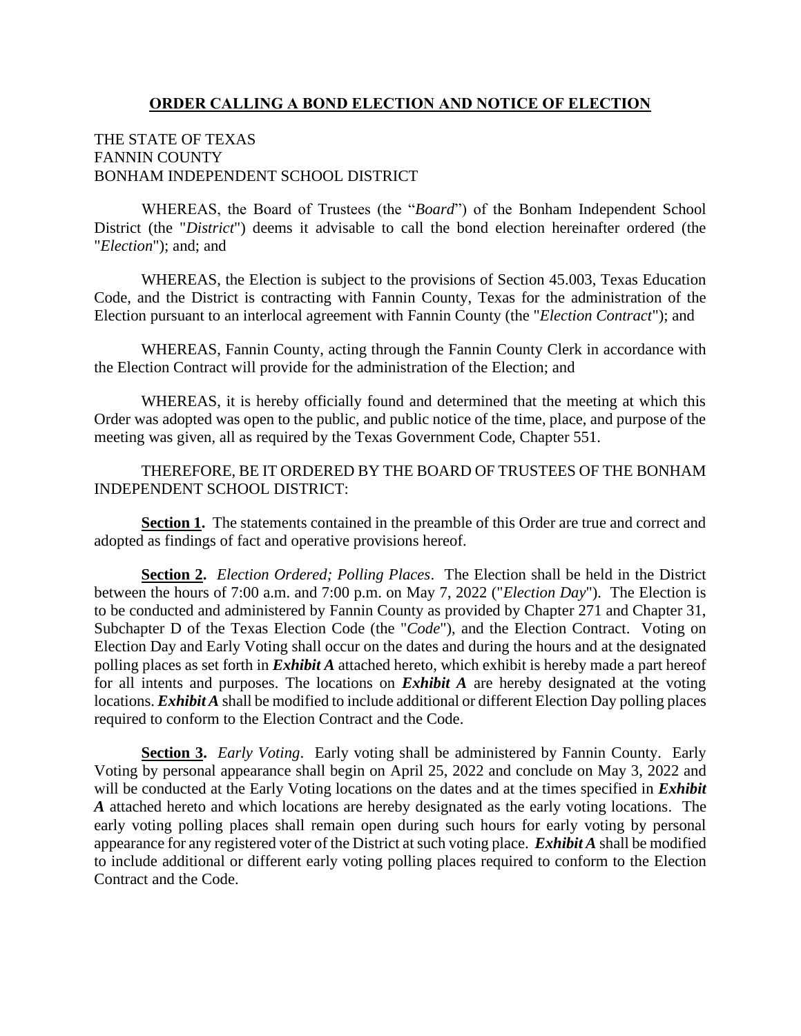# ORDER CALLING A BOND ELECTION AND NOTICE OF ELECTION

THE STATE OF TEXAS
FANNIN COUNTY
BONHAM INDEPENDENT SCHOOL DISTRICT

WHEREAS, the Board of Trustees (the "*Board*") of the Bonham Independent School District (the "*District*") deems it advisable to call the bond election hereinafter ordered (the "*Election*"); and; and

WHEREAS, the Election is subject to the provisions of Section 45.003, Texas Education Code, and the District is contracting with Fannin County, Texas for the administration of the Election pursuant to an interlocal agreement with Fannin County (the "*Election Contract*"); and

WHEREAS, Fannin County, acting through the Fannin County Clerk in accordance with the Election Contract will provide for the administration of the Election; and

WHEREAS, it is hereby officially found and determined that the meeting at which this Order was adopted was open to the public, and public notice of the time, place, and purpose of the meeting was given, all as required by the Texas Government Code, Chapter 551.

THEREFORE, BE IT ORDERED BY THE BOARD OF TRUSTEES OF THE BONHAM INDEPENDENT SCHOOL DISTRICT:

**Section 1.** The statements contained in the preamble of this Order are true and correct and adopted as findings of fact and operative provisions hereof.

**Section 2.** *Election Ordered; Polling Places*. The Election shall be held in the District between the hours of 7:00 a.m. and 7:00 p.m. on May 7, 2022 ("*Election Day*"). The Election is to be conducted and administered by Fannin County as provided by Chapter 271 and Chapter 31, Subchapter D of the Texas Election Code (the "*Code*"), and the Election Contract. Voting on Election Day and Early Voting shall occur on the dates and during the hours and at the designated polling places as set forth in ***Exhibit A*** attached hereto, which exhibit is hereby made a part hereof for all intents and purposes. The locations on ***Exhibit A*** are hereby designated at the voting locations. ***Exhibit A*** shall be modified to include additional or different Election Day polling places required to conform to the Election Contract and the Code.

**Section 3.** *Early Voting*. Early voting shall be administered by Fannin County. Early Voting by personal appearance shall begin on April 25, 2022 and conclude on May 3, 2022 and will be conducted at the Early Voting locations on the dates and at the times specified in ***Exhibit A*** attached hereto and which locations are hereby designated as the early voting locations. The early voting polling places shall remain open during such hours for early voting by personal appearance for any registered voter of the District at such voting place. ***Exhibit A*** shall be modified to include additional or different early voting polling places required to conform to the Election Contract and the Code.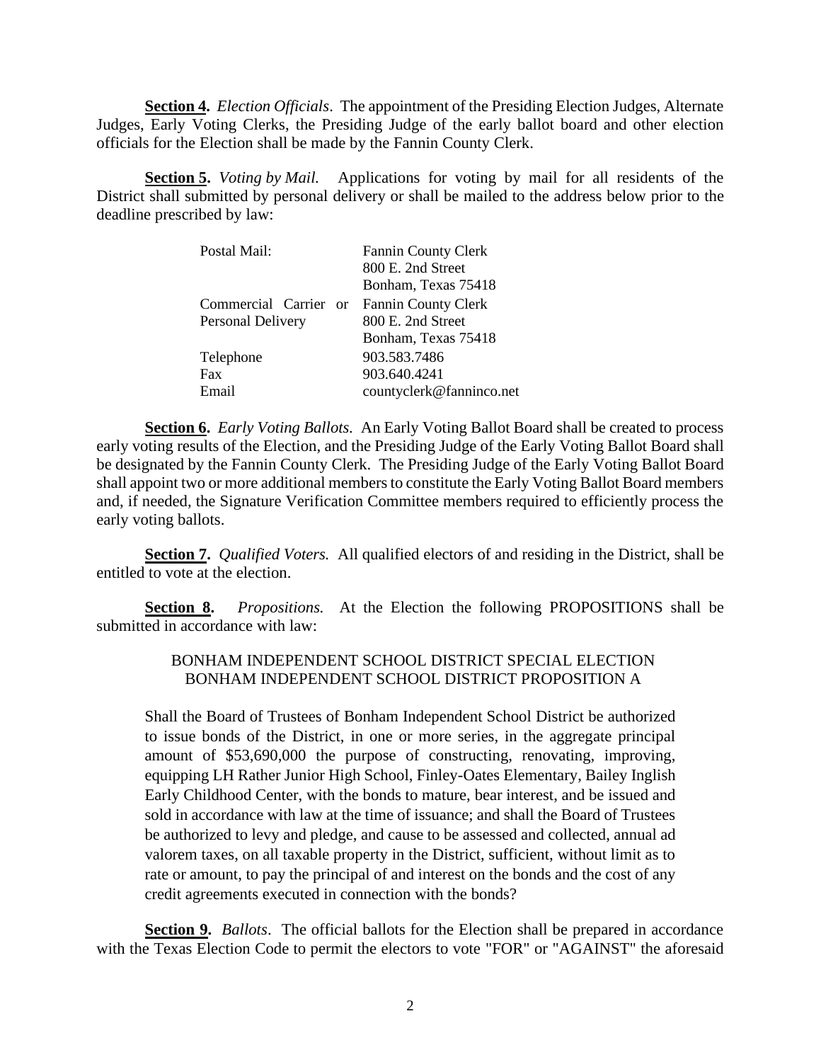**Section 4.** *Election Officials*. The appointment of the Presiding Election Judges, Alternate Judges, Early Voting Clerks, the Presiding Judge of the early ballot board and other election officials for the Election shall be made by the Fannin County Clerk.

**Section 5.** *Voting by Mail.* Applications for voting by mail for all residents of the District shall submitted by personal delivery or shall be mailed to the address below prior to the deadline prescribed by law:

| | |
|---|---|
| Postal Mail: | Fannin County Clerk<br>800 E. 2nd Street<br>Bonham, Texas 75418 |
| Commercial Carrier or Personal Delivery | Fannin County Clerk<br>800 E. 2nd Street<br>Bonham, Texas 75418 |
| Telephone | 903.583.7486 |
| Fax | 903.640.4241 |
| Email | countyclerk@fanninco.net |

**Section 6.** *Early Voting Ballots.* An Early Voting Ballot Board shall be created to process early voting results of the Election, and the Presiding Judge of the Early Voting Ballot Board shall be designated by the Fannin County Clerk. The Presiding Judge of the Early Voting Ballot Board shall appoint two or more additional members to constitute the Early Voting Ballot Board members and, if needed, the Signature Verification Committee members required to efficiently process the early voting ballots.

**Section 7.** *Qualified Voters.* All qualified electors of and residing in the District, shall be entitled to vote at the election.

**Section 8.** *Propositions.* At the Election the following PROPOSITIONS shall be submitted in accordance with law:

BONHAM INDEPENDENT SCHOOL DISTRICT SPECIAL ELECTION
BONHAM INDEPENDENT SCHOOL DISTRICT PROPOSITION A

> Shall the Board of Trustees of Bonham Independent School District be authorized to issue bonds of the District, in one or more series, in the aggregate principal amount of $53,690,000 the purpose of constructing, renovating, improving, equipping LH Rather Junior High School, Finley-Oates Elementary, Bailey Inglish Early Childhood Center, with the bonds to mature, bear interest, and be issued and sold in accordance with law at the time of issuance; and shall the Board of Trustees be authorized to levy and pledge, and cause to be assessed and collected, annual ad valorem taxes, on all taxable property in the District, sufficient, without limit as to rate or amount, to pay the principal of and interest on the bonds and the cost of any credit agreements executed in connection with the bonds?

**Section 9.** *Ballots*. The official ballots for the Election shall be prepared in accordance with the Texas Election Code to permit the electors to vote "FOR" or "AGAINST" the aforesaid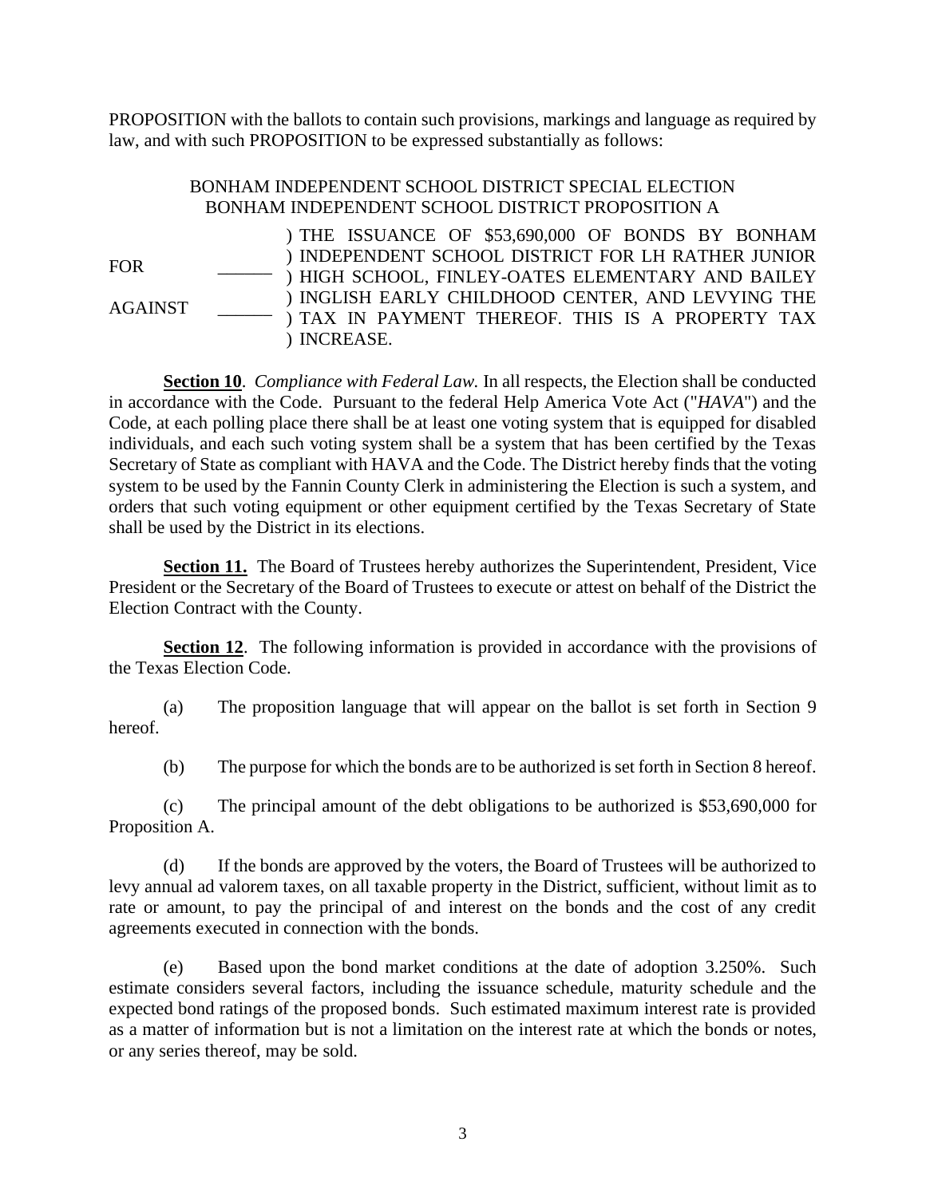PROPOSITION with the ballots to contain such provisions, markings and language as required by law, and with such PROPOSITION to be expressed substantially as follows:

BONHAM INDEPENDENT SCHOOL DISTRICT SPECIAL ELECTION
BONHAM INDEPENDENT SCHOOL DISTRICT PROPOSITION A

| | | |
|---|---|---|
| FOR | ______ | ) THE ISSUANCE OF $53,690,000 OF BONDS BY BONHAM ) INDEPENDENT SCHOOL DISTRICT FOR LH RATHER JUNIOR ) HIGH SCHOOL, FINLEY-OATES ELEMENTARY AND BAILEY ) INGLISH EARLY CHILDHOOD CENTER, AND LEVYING THE ) TAX IN PAYMENT THEREOF. THIS IS A PROPERTY TAX ) INCREASE. |
| AGAINST | ______ | |

**Section 10**. *Compliance with Federal Law.* In all respects, the Election shall be conducted in accordance with the Code. Pursuant to the federal Help America Vote Act ("*HAVA*") and the Code, at each polling place there shall be at least one voting system that is equipped for disabled individuals, and each such voting system shall be a system that has been certified by the Texas Secretary of State as compliant with HAVA and the Code. The District hereby finds that the voting system to be used by the Fannin County Clerk in administering the Election is such a system, and orders that such voting equipment or other equipment certified by the Texas Secretary of State shall be used by the District in its elections.

**Section 11.** The Board of Trustees hereby authorizes the Superintendent, President, Vice President or the Secretary of the Board of Trustees to execute or attest on behalf of the District the Election Contract with the County.

**Section 12**. The following information is provided in accordance with the provisions of the Texas Election Code.

(a) The proposition language that will appear on the ballot is set forth in Section 9 hereof.

(b) The purpose for which the bonds are to be authorized is set forth in Section 8 hereof.

(c) The principal amount of the debt obligations to be authorized is $53,690,000 for Proposition A.

(d) If the bonds are approved by the voters, the Board of Trustees will be authorized to levy annual ad valorem taxes, on all taxable property in the District, sufficient, without limit as to rate or amount, to pay the principal of and interest on the bonds and the cost of any credit agreements executed in connection with the bonds.

(e) Based upon the bond market conditions at the date of adoption 3.250%. Such estimate considers several factors, including the issuance schedule, maturity schedule and the expected bond ratings of the proposed bonds. Such estimated maximum interest rate is provided as a matter of information but is not a limitation on the interest rate at which the bonds or notes, or any series thereof, may be sold.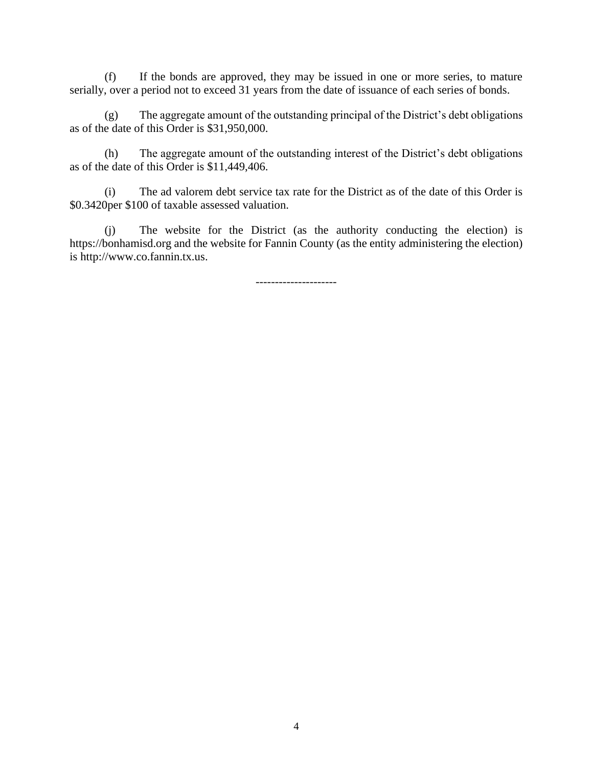(f) If the bonds are approved, they may be issued in one or more series, to mature serially, over a period not to exceed 31 years from the date of issuance of each series of bonds.

(g) The aggregate amount of the outstanding principal of the District's debt obligations as of the date of this Order is $31,950,000.

(h) The aggregate amount of the outstanding interest of the District's debt obligations as of the date of this Order is $11,449,406.

(i) The ad valorem debt service tax rate for the District as of the date of this Order is $0.3420per $100 of taxable assessed valuation.

(j) The website for the District (as the authority conducting the election) is https://bonhamisd.org and the website for Fannin County (as the entity administering the election) is http://www.co.fannin.tx.us.

---------------------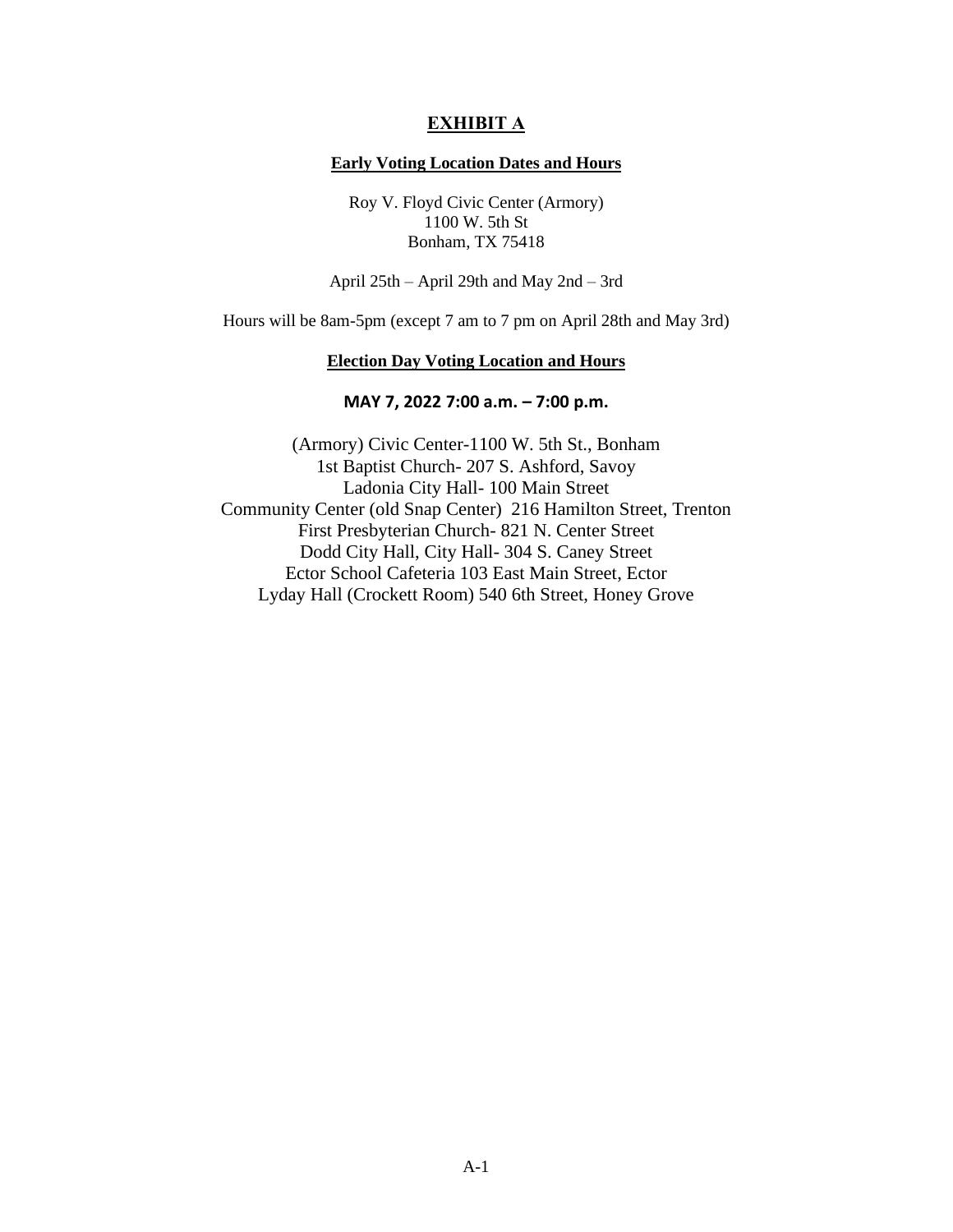# EXHIBIT A

**Early Voting Location Dates and Hours**

Roy V. Floyd Civic Center (Armory)
1100 W. 5th St
Bonham, TX 75418

April 25th – April 29th and May 2nd – 3rd

Hours will be 8am-5pm (except 7 am to 7 pm on April 28th and May 3rd)

**Election Day Voting Location and Hours**

**MAY 7, 2022 7:00 a.m. – 7:00 p.m.**

(Armory) Civic Center-1100 W. 5th St., Bonham
1st Baptist Church- 207 S. Ashford, Savoy
Ladonia City Hall- 100 Main Street
Community Center (old Snap Center) 216 Hamilton Street, Trenton
First Presbyterian Church- 821 N. Center Street
Dodd City Hall, City Hall- 304 S. Caney Street
Ector School Cafeteria 103 East Main Street, Ector
Lyday Hall (Crockett Room) 540 6th Street, Honey Grove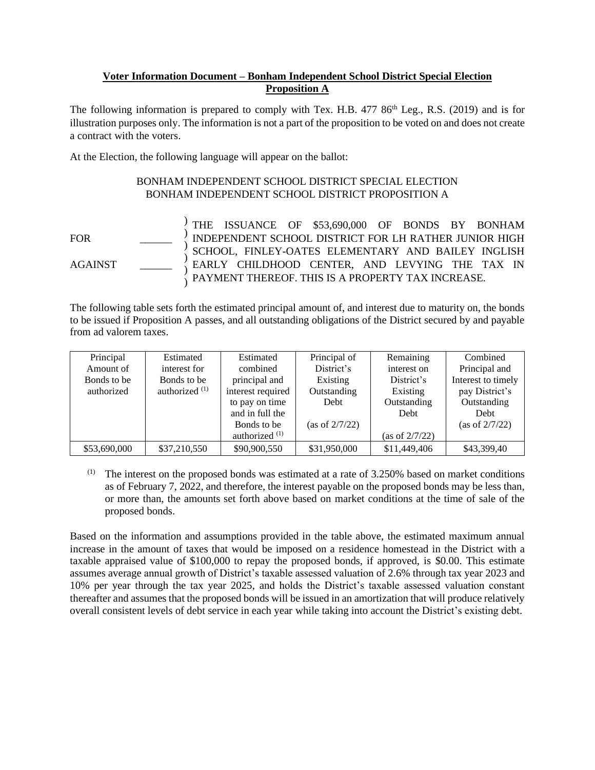**Voter Information Document – Bonham Independent School District Special Election Proposition A**

The following information is prepared to comply with Tex. H.B. 477 86th Leg., R.S. (2019) and is for illustration purposes only. The information is not a part of the proposition to be voted on and does not create a contract with the voters.

At the Election, the following language will appear on the ballot:

BONHAM INDEPENDENT SCHOOL DISTRICT SPECIAL ELECTION
BONHAM INDEPENDENT SCHOOL DISTRICT PROPOSITION A

| | | |
|---|---|---|
| FOR ______ | ) | THE ISSUANCE OF $53,690,000 OF BONDS BY BONHAM INDEPENDENT SCHOOL DISTRICT FOR LH RATHER JUNIOR HIGH SCHOOL, FINLEY-OATES ELEMENTARY AND BAILEY INGLISH EARLY CHILDHOOD CENTER, AND LEVYING THE TAX IN PAYMENT THEREOF. THIS IS A PROPERTY TAX INCREASE. |
| AGAINST ______ | ) | |

The following table sets forth the estimated principal amount of, and interest due to maturity on, the bonds to be issued if Proposition A passes, and all outstanding obligations of the District secured by and payable from ad valorem taxes.

| Principal Amount of Bonds to be authorized | Estimated interest for Bonds to be authorized [(1)] | Estimated combined principal and interest required to pay on time and in full the Bonds to be authorized [(1)] | Principal of District's Existing Outstanding Debt (as of 2/7/22) | Remaining interest on District's Existing Outstanding Debt (as of 2/7/22) | Combined Principal and Interest to timely pay District's Outstanding Debt (as of 2/7/22) |
|---|---|---|---|---|---|
| $53,690,000 | $37,210,550 | $90,900,550 | $31,950,000 | $11,449,406 | $43,399,40 |

[(1)] The interest on the proposed bonds was estimated at a rate of 3.250% based on market conditions as of February 7, 2022, and therefore, the interest payable on the proposed bonds may be less than, or more than, the amounts set forth above based on market conditions at the time of sale of the proposed bonds.

Based on the information and assumptions provided in the table above, the estimated maximum annual increase in the amount of taxes that would be imposed on a residence homestead in the District with a taxable appraised value of $100,000 to repay the proposed bonds, if approved, is $0.00. This estimate assumes average annual growth of District's taxable assessed valuation of 2.6% through tax year 2023 and 10% per year through the tax year 2025, and holds the District's taxable assessed valuation constant thereafter and assumes that the proposed bonds will be issued in an amortization that will produce relatively overall consistent levels of debt service in each year while taking into account the District's existing debt.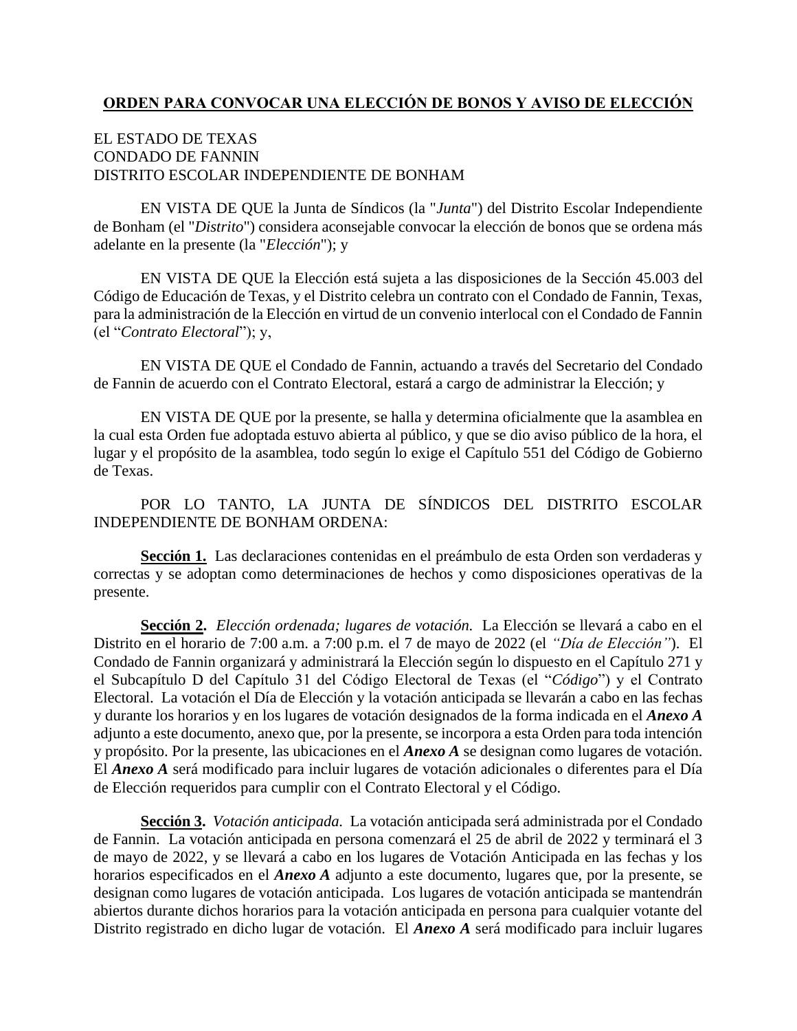**ORDEN PARA CONVOCAR UNA ELECCIÓN DE BONOS Y AVISO DE ELECCIÓN**

EL ESTADO DE TEXAS
CONDADO DE FANNIN
DISTRITO ESCOLAR INDEPENDIENTE DE BONHAM

EN VISTA DE QUE la Junta de Síndicos (la "*Junta*") del Distrito Escolar Independiente de Bonham (el "*Distrito*") considera aconsejable convocar la elección de bonos que se ordena más adelante en la presente (la "*Elección*"); y

EN VISTA DE QUE la Elección está sujeta a las disposiciones de la Sección 45.003 del Código de Educación de Texas, y el Distrito celebra un contrato con el Condado de Fannin, Texas, para la administración de la Elección en virtud de un convenio interlocal con el Condado de Fannin (el "*Contrato Electoral*"); y,

EN VISTA DE QUE el Condado de Fannin, actuando a través del Secretario del Condado de Fannin de acuerdo con el Contrato Electoral, estará a cargo de administrar la Elección; y

EN VISTA DE QUE por la presente, se halla y determina oficialmente que la asamblea en la cual esta Orden fue adoptada estuvo abierta al público, y que se dio aviso público de la hora, el lugar y el propósito de la asamblea, todo según lo exige el Capítulo 551 del Código de Gobierno de Texas.

POR LO TANTO, LA JUNTA DE SÍNDICOS DEL DISTRITO ESCOLAR INDEPENDIENTE DE BONHAM ORDENA:

**Sección 1.** Las declaraciones contenidas en el preámbulo de esta Orden son verdaderas y correctas y se adoptan como determinaciones de hechos y como disposiciones operativas de la presente.

**Sección 2.** *Elección ordenada; lugares de votación.* La Elección se llevará a cabo en el Distrito en el horario de 7:00 a.m. a 7:00 p.m. el 7 de mayo de 2022 (el *"Día de Elección"*). El Condado de Fannin organizará y administrará la Elección según lo dispuesto en el Capítulo 271 y el Subcapítulo D del Capítulo 31 del Código Electoral de Texas (el "*Código*") y el Contrato Electoral. La votación el Día de Elección y la votación anticipada se llevarán a cabo en las fechas y durante los horarios y en los lugares de votación designados de la forma indicada en el ***Anexo A*** adjunto a este documento, anexo que, por la presente, se incorpora a esta Orden para toda intención y propósito. Por la presente, las ubicaciones en el ***Anexo A*** se designan como lugares de votación. El ***Anexo A*** será modificado para incluir lugares de votación adicionales o diferentes para el Día de Elección requeridos para cumplir con el Contrato Electoral y el Código.

**Sección 3.** *Votación anticipada.* La votación anticipada será administrada por el Condado de Fannin. La votación anticipada en persona comenzará el 25 de abril de 2022 y terminará el 3 de mayo de 2022, y se llevará a cabo en los lugares de Votación Anticipada en las fechas y los horarios especificados en el ***Anexo A*** adjunto a este documento, lugares que, por la presente, se designan como lugares de votación anticipada. Los lugares de votación anticipada se mantendrán abiertos durante dichos horarios para la votación anticipada en persona para cualquier votante del Distrito registrado en dicho lugar de votación. El ***Anexo A*** será modificado para incluir lugares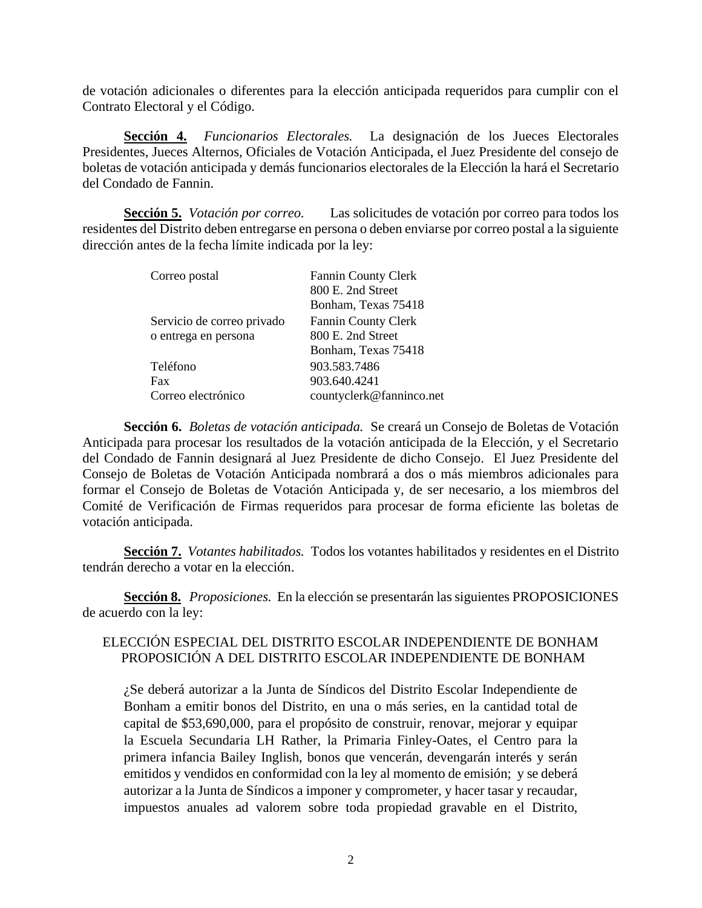de votación adicionales o diferentes para la elección anticipada requeridos para cumplir con el Contrato Electoral y el Código.

**Sección 4.** *Funcionarios Electorales.* La designación de los Jueces Electorales Presidentes, Jueces Alternos, Oficiales de Votación Anticipada, el Juez Presidente del consejo de boletas de votación anticipada y demás funcionarios electorales de la Elección la hará el Secretario del Condado de Fannin.

**Sección 5.** *Votación por correo.* Las solicitudes de votación por correo para todos los residentes del Distrito deben entregarse en persona o deben enviarse por correo postal a la siguiente dirección antes de la fecha límite indicada por la ley:

| | |
|---|---|
| Correo postal | Fannin County Clerk<br>800 E. 2nd Street<br>Bonham, Texas 75418 |
| Servicio de correo privado o entrega en persona | Fannin County Clerk<br>800 E. 2nd Street<br>Bonham, Texas 75418 |
| Teléfono | 903.583.7486 |
| Fax | 903.640.4241 |
| Correo electrónico | countyclerk@fanninco.net |

**Sección 6.** *Boletas de votación anticipada.* Se creará un Consejo de Boletas de Votación Anticipada para procesar los resultados de la votación anticipada de la Elección, y el Secretario del Condado de Fannin designará al Juez Presidente de dicho Consejo. El Juez Presidente del Consejo de Boletas de Votación Anticipada nombrará a dos o más miembros adicionales para formar el Consejo de Boletas de Votación Anticipada y, de ser necesario, a los miembros del Comité de Verificación de Firmas requeridos para procesar de forma eficiente las boletas de votación anticipada.

**Sección 7.** *Votantes habilitados.* Todos los votantes habilitados y residentes en el Distrito tendrán derecho a votar en la elección.

**Sección 8.** *Proposiciones.* En la elección se presentarán las siguientes PROPOSICIONES de acuerdo con la ley:

ELECCIÓN ESPECIAL DEL DISTRITO ESCOLAR INDEPENDIENTE DE BONHAM
PROPOSICIÓN A DEL DISTRITO ESCOLAR INDEPENDIENTE DE BONHAM

¿Se deberá autorizar a la Junta de Síndicos del Distrito Escolar Independiente de Bonham a emitir bonos del Distrito, en una o más series, en la cantidad total de capital de $53,690,000, para el propósito de construir, renovar, mejorar y equipar la Escuela Secundaria LH Rather, la Primaria Finley-Oates, el Centro para la primera infancia Bailey Inglish, bonos que vencerán, devengarán interés y serán emitidos y vendidos en conformidad con la ley al momento de emisión; y se deberá autorizar a la Junta de Síndicos a imponer y comprometer, y hacer tasar y recaudar, impuestos anuales ad valorem sobre toda propiedad gravable en el Distrito,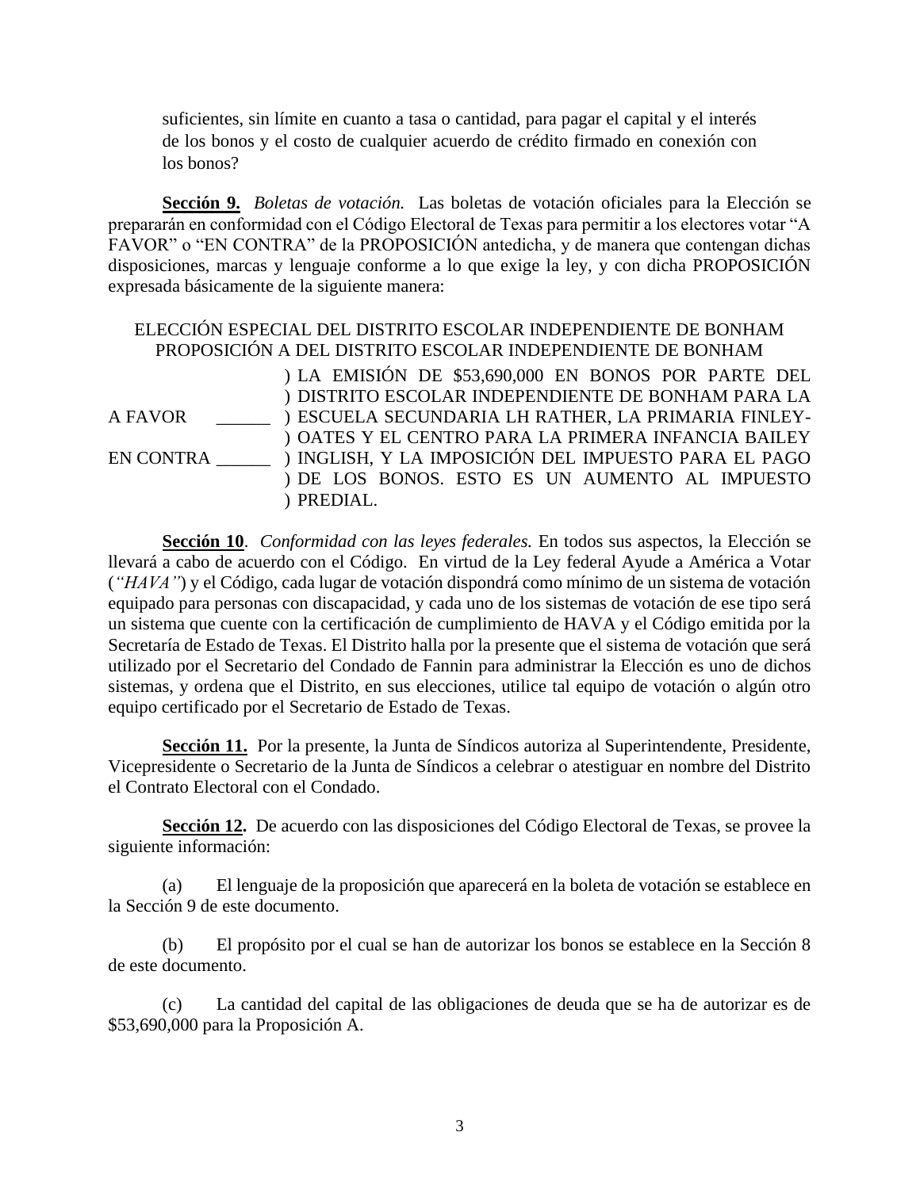suficientes, sin límite en cuanto a tasa o cantidad, para pagar el capital y el interés de los bonos y el costo de cualquier acuerdo de crédito firmado en conexión con los bonos?

**Sección 9.** *Boletas de votación.* Las boletas de votación oficiales para la Elección se prepararán en conformidad con el Código Electoral de Texas para permitir a los electores votar "A FAVOR" o "EN CONTRA" de la PROPOSICIÓN antedicha, y de manera que contengan dichas disposiciones, marcas y lenguaje conforme a lo que exige la ley, y con dicha PROPOSICIÓN expresada básicamente de la siguiente manera:

ELECCIÓN ESPECIAL DEL DISTRITO ESCOLAR INDEPENDIENTE DE BONHAM
PROPOSICIÓN A DEL DISTRITO ESCOLAR INDEPENDIENTE DE BONHAM

| | |
|---|---|
| A FAVOR ______<br><br>EN CONTRA ______ | ) LA EMISIÓN DE $53,690,000 EN BONOS POR PARTE DEL ) DISTRITO ESCOLAR INDEPENDIENTE DE BONHAM PARA LA ) ESCUELA SECUNDARIA LH RATHER, LA PRIMARIA FINLEY- ) OATES Y EL CENTRO PARA LA PRIMERA INFANCIA BAILEY ) INGLISH, Y LA IMPOSICIÓN DEL IMPUESTO PARA EL PAGO ) DE LOS BONOS. ESTO ES UN AUMENTO AL IMPUESTO ) PREDIAL. |

**Sección 10**. *Conformidad con las leyes federales.* En todos sus aspectos, la Elección se llevará a cabo de acuerdo con el Código. En virtud de la Ley federal Ayude a América a Votar (*"HAVA"*) y el Código, cada lugar de votación dispondrá como mínimo de un sistema de votación equipado para personas con discapacidad, y cada uno de los sistemas de votación de ese tipo será un sistema que cuente con la certificación de cumplimiento de HAVA y el Código emitida por la Secretaría de Estado de Texas. El Distrito halla por la presente que el sistema de votación que será utilizado por el Secretario del Condado de Fannin para administrar la Elección es uno de dichos sistemas, y ordena que el Distrito, en sus elecciones, utilice tal equipo de votación o algún otro equipo certificado por el Secretario de Estado de Texas.

**Sección 11.** Por la presente, la Junta de Síndicos autoriza al Superintendente, Presidente, Vicepresidente o Secretario de la Junta de Síndicos a celebrar o atestiguar en nombre del Distrito el Contrato Electoral con el Condado.

**Sección 12.** De acuerdo con las disposiciones del Código Electoral de Texas, se provee la siguiente información:

(a) El lenguaje de la proposición que aparecerá en la boleta de votación se establece en la Sección 9 de este documento.

(b) El propósito por el cual se han de autorizar los bonos se establece en la Sección 8 de este documento.

(c) La cantidad del capital de las obligaciones de deuda que se ha de autorizar es de $53,690,000 para la Proposición A.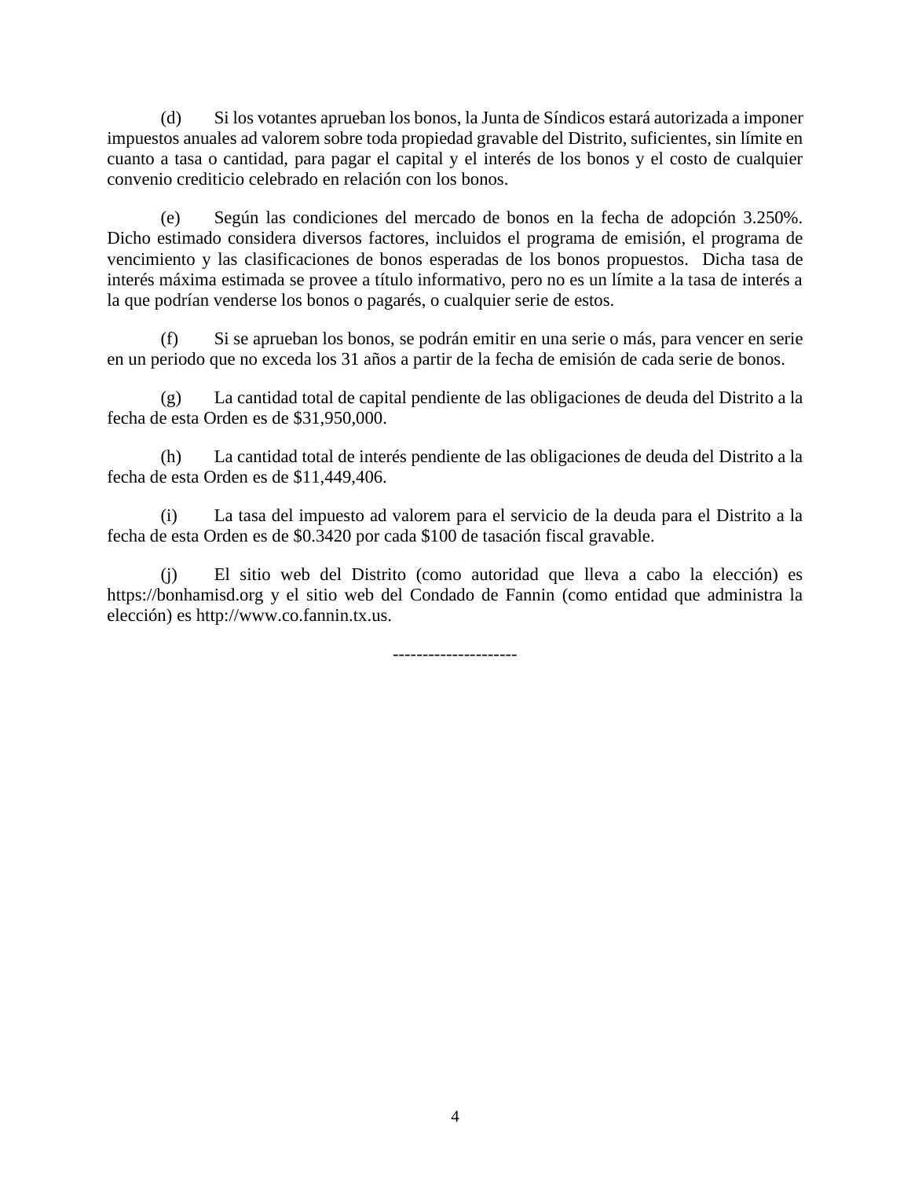(d) Si los votantes aprueban los bonos, la Junta de Síndicos estará autorizada a imponer impuestos anuales ad valorem sobre toda propiedad gravable del Distrito, suficientes, sin límite en cuanto a tasa o cantidad, para pagar el capital y el interés de los bonos y el costo de cualquier convenio crediticio celebrado en relación con los bonos.

(e) Según las condiciones del mercado de bonos en la fecha de adopción 3.250%. Dicho estimado considera diversos factores, incluidos el programa de emisión, el programa de vencimiento y las clasificaciones de bonos esperadas de los bonos propuestos. Dicha tasa de interés máxima estimada se provee a título informativo, pero no es un límite a la tasa de interés a la que podrían venderse los bonos o pagarés, o cualquier serie de estos.

(f) Si se aprueban los bonos, se podrán emitir en una serie o más, para vencer en serie en un periodo que no exceda los 31 años a partir de la fecha de emisión de cada serie de bonos.

(g) La cantidad total de capital pendiente de las obligaciones de deuda del Distrito a la fecha de esta Orden es de $31,950,000.

(h) La cantidad total de interés pendiente de las obligaciones de deuda del Distrito a la fecha de esta Orden es de $11,449,406.

(i) La tasa del impuesto ad valorem para el servicio de la deuda para el Distrito a la fecha de esta Orden es de $0.3420 por cada $100 de tasación fiscal gravable.

(j) El sitio web del Distrito (como autoridad que lleva a cabo la elección) es https://bonhamisd.org y el sitio web del Condado de Fannin (como entidad que administra la elección) es http://www.co.fannin.tx.us.

---------------------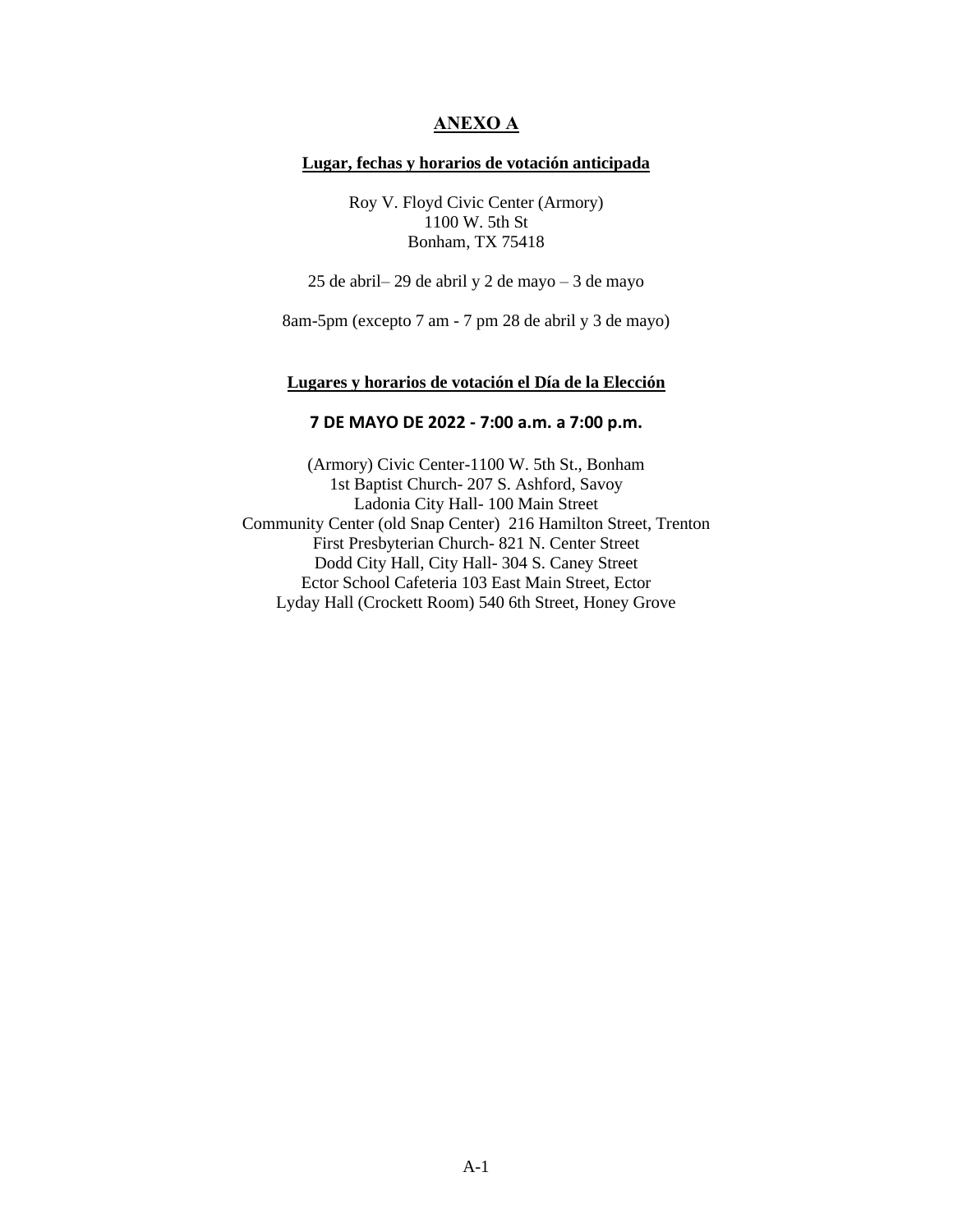# ANEXO A

## Lugar, fechas y horarios de votación anticipada

Roy V. Floyd Civic Center (Armory)
1100 W. 5th St
Bonham, TX 75418

25 de abril– 29 de abril y 2 de mayo – 3 de mayo

8am-5pm (excepto 7 am - 7 pm 28 de abril y 3 de mayo)

## Lugares y horarios de votación el Día de la Elección

**7 DE MAYO DE 2022 - 7:00 a.m. a 7:00 p.m.**

(Armory) Civic Center-1100 W. 5th St., Bonham
1st Baptist Church- 207 S. Ashford, Savoy
Ladonia City Hall- 100 Main Street
Community Center (old Snap Center) 216 Hamilton Street, Trenton
First Presbyterian Church- 821 N. Center Street
Dodd City Hall, City Hall- 304 S. Caney Street
Ector School Cafeteria 103 East Main Street, Ector
Lyday Hall (Crockett Room) 540 6th Street, Honey Grove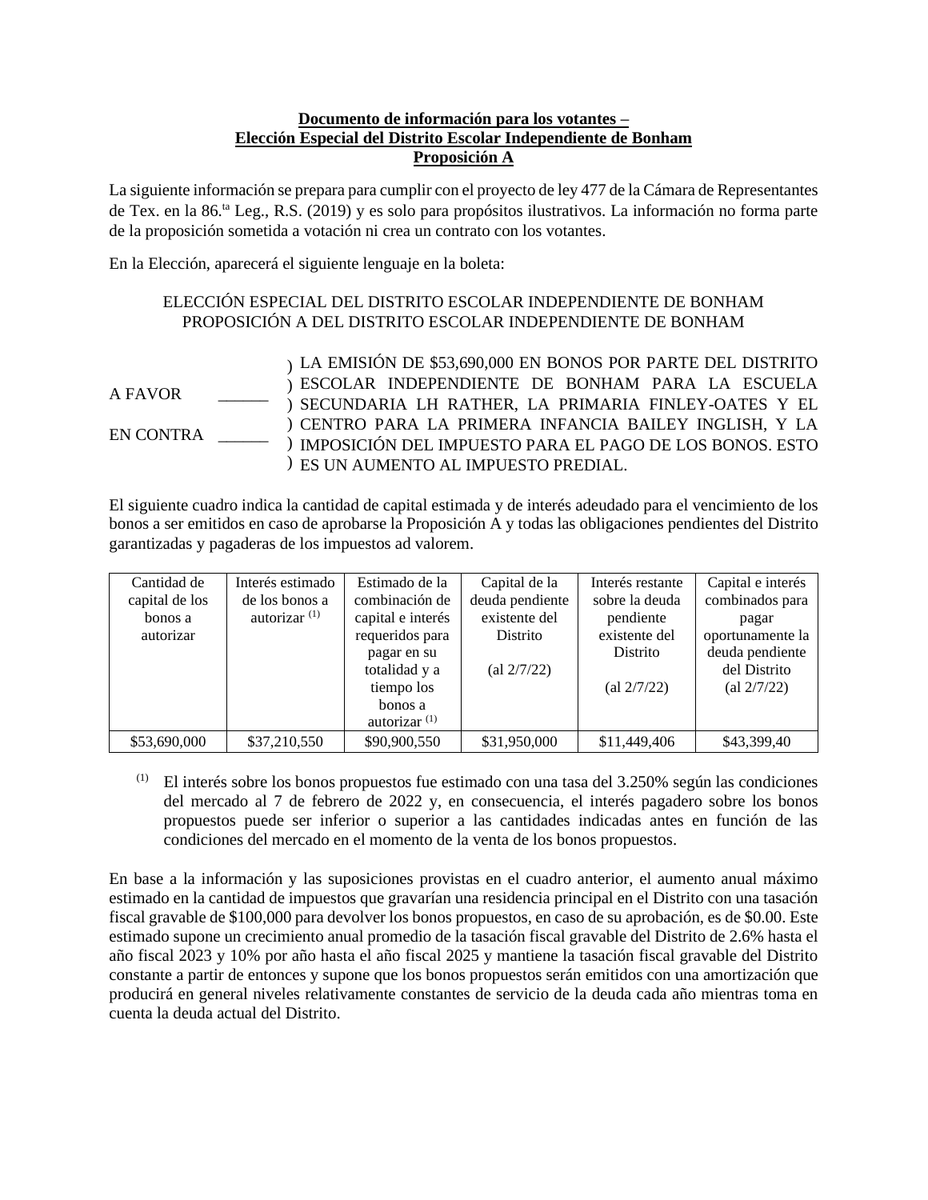**Documento de información para los votantes –**
**Elección Especial del Distrito Escolar Independiente de Bonham**
**Proposición A**

La siguiente información se prepara para cumplir con el proyecto de ley 477 de la Cámara de Representantes de Tex. en la 86.ta Leg., R.S. (2019) y es solo para propósitos ilustrativos. La información no forma parte de la proposición sometida a votación ni crea un contrato con los votantes.

En la Elección, aparecerá el siguiente lenguaje en la boleta:

ELECCIÓN ESPECIAL DEL DISTRITO ESCOLAR INDEPENDIENTE DE BONHAM
PROPOSICIÓN A DEL DISTRITO ESCOLAR INDEPENDIENTE DE BONHAM

A FAVOR ______
EN CONTRA ______

) LA EMISIÓN DE $53,690,000 EN BONOS POR PARTE DEL DISTRITO
) ESCOLAR INDEPENDIENTE DE BONHAM PARA LA ESCUELA
) SECUNDARIA LH RATHER, LA PRIMARIA FINLEY-OATES Y EL
) CENTRO PARA LA PRIMERA INFANCIA BAILEY INGLISH, Y LA
) IMPOSICIÓN DEL IMPUESTO PARA EL PAGO DE LOS BONOS. ESTO
) ES UN AUMENTO AL IMPUESTO PREDIAL.

El siguiente cuadro indica la cantidad de capital estimada y de interés adeudado para el vencimiento de los bonos a ser emitidos en caso de aprobarse la Proposición A y todas las obligaciones pendientes del Distrito garantizadas y pagaderas de los impuestos ad valorem.

| Cantidad de capital de los bonos a autorizar | Interés estimado de los bonos a autorizar (1) | Estimado de la combinación de capital e interés requeridos para pagar en su totalidad y a tiempo los bonos a autorizar (1) | Capital de la deuda pendiente existente del Distrito (al 2/7/22) | Interés restante sobre la deuda pendiente existente del Distrito (al 2/7/22) | Capital e interés combinados para pagar oportunamente la deuda pendiente del Distrito (al 2/7/22) |
|---|---|---|---|---|---|
| $53,690,000 | $37,210,550 | $90,900,550 | $31,950,000 | $11,449,406 | $43,399,40 |

(1) El interés sobre los bonos propuestos fue estimado con una tasa del 3.250% según las condiciones del mercado al 7 de febrero de 2022 y, en consecuencia, el interés pagadero sobre los bonos propuestos puede ser inferior o superior a las cantidades indicadas antes en función de las condiciones del mercado en el momento de la venta de los bonos propuestos.

En base a la información y las suposiciones provistas en el cuadro anterior, el aumento anual máximo estimado en la cantidad de impuestos que gravarían una residencia principal en el Distrito con una tasación fiscal gravable de $100,000 para devolver los bonos propuestos, en caso de su aprobación, es de $0.00. Este estimado supone un crecimiento anual promedio de la tasación fiscal gravable del Distrito de 2.6% hasta el año fiscal 2023 y 10% por año hasta el año fiscal 2025 y mantiene la tasación fiscal gravable del Distrito constante a partir de entonces y supone que los bonos propuestos serán emitidos con una amortización que producirá en general niveles relativamente constantes de servicio de la deuda cada año mientras toma en cuenta la deuda actual del Distrito.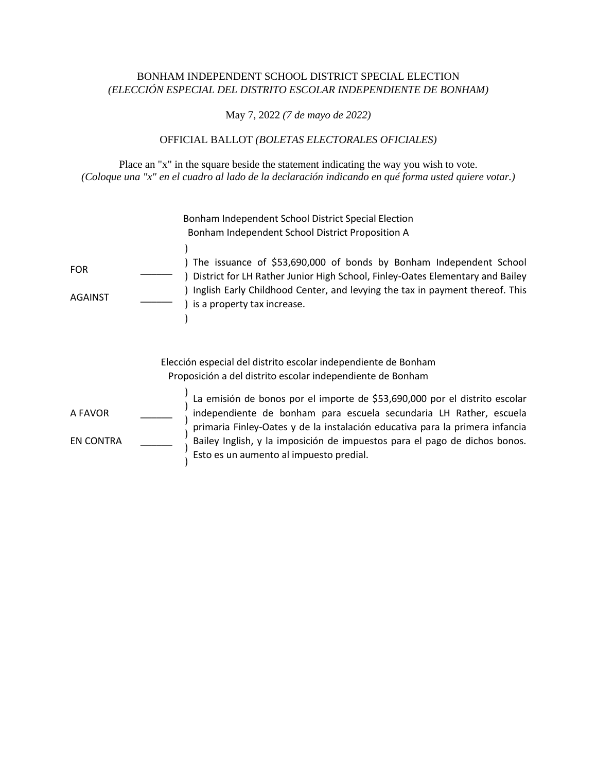BONHAM INDEPENDENT SCHOOL DISTRICT SPECIAL ELECTION
*(ELECCIÓN ESPECIAL DEL DISTRITO ESCOLAR INDEPENDIENTE DE BONHAM)*

May 7, 2022 *(7 de mayo de 2022)*

OFFICIAL BALLOT *(BOLETAS ELECTORALES OFICIALES)*

Place an "x" in the square beside the statement indicating the way you wish to vote.
*(Coloque una "x" en el cuadro al lado de la declaración indicando en qué forma usted quiere votar.)*

Bonham Independent School District Special Election
Bonham Independent School District Proposition A

FOR ______

AGAINST ______

The issuance of $53,690,000 of bonds by Bonham Independent School District for LH Rather Junior High School, Finley-Oates Elementary and Bailey Inglish Early Childhood Center, and levying the tax in payment thereof. This is a property tax increase.

Elección especial del distrito escolar independiente de Bonham
Proposición a del distrito escolar independiente de Bonham

A FAVOR ______

EN CONTRA ______

La emisión de bonos por el importe de $53,690,000 por el distrito escolar independiente de bonham para escuela secundaria LH Rather, escuela primaria Finley-Oates y de la instalación educativa para la primera infancia Bailey Inglish, y la imposición de impuestos para el pago de dichos bonos. Esto es un aumento al impuesto predial.